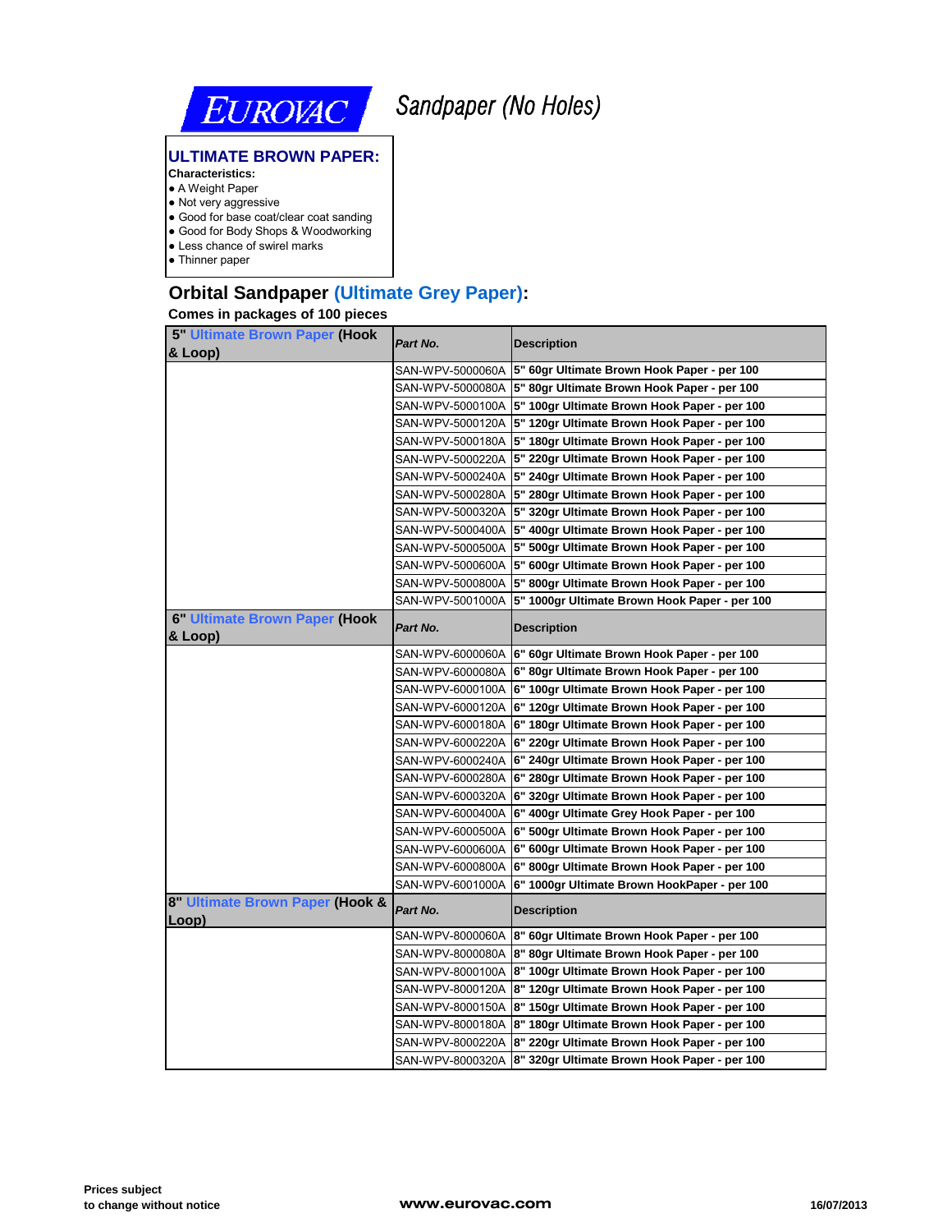EUROVAC

# Sandpaper (No Holes)

## ULTIMATE BROWN PAPER:

**Characteristics:**

- A Weight Paper
- Not very aggressive
- Good for base coat/clear coat sanding
- Good for Body Shops & Woodworking
- Less chance of swirel marks
- Thinner paper

## Orbital Sandpaper (Ultimate Grey Paper):

**Comes in packages of 100 pieces**

| **5" Ultimate Brown Paper (Hook & Loop)** | *Part No.* | **Description** |
|---|---|---|
| | SAN-WPV-5000060A | **5" 60gr Ultimate Brown Hook Paper - per 100** |
| | SAN-WPV-5000080A | **5" 80gr Ultimate Brown Hook Paper - per 100** |
| | SAN-WPV-5000100A | **5" 100gr Ultimate Brown Hook Paper - per 100** |
| | SAN-WPV-5000120A | **5" 120gr Ultimate Brown Hook Paper - per 100** |
| | SAN-WPV-5000180A | **5" 180gr Ultimate Brown Hook Paper - per 100** |
| | SAN-WPV-5000220A | **5" 220gr Ultimate Brown Hook Paper - per 100** |
| | SAN-WPV-5000240A | **5" 240gr Ultimate Brown Hook Paper - per 100** |
| | SAN-WPV-5000280A | **5" 280gr Ultimate Brown Hook Paper - per 100** |
| | SAN-WPV-5000320A | **5" 320gr Ultimate Brown Hook Paper - per 100** |
| | SAN-WPV-5000400A | **5" 400gr Ultimate Brown Hook Paper - per 100** |
| | SAN-WPV-5000500A | **5" 500gr Ultimate Brown Hook Paper - per 100** |
| | SAN-WPV-5000600A | **5" 600gr Ultimate Brown Hook Paper - per 100** |
| | SAN-WPV-5000800A | **5" 800gr Ultimate Brown Hook Paper - per 100** |
| | SAN-WPV-5001000A | **5" 1000gr Ultimate Brown Hook Paper - per 100** |
| **6" Ultimate Brown Paper (Hook & Loop)** | *Part No.* | **Description** |
| | SAN-WPV-6000060A | **6" 60gr Ultimate Brown Hook Paper - per 100** |
| | SAN-WPV-6000080A | **6" 80gr Ultimate Brown Hook Paper - per 100** |
| | SAN-WPV-6000100A | **6" 100gr Ultimate Brown Hook Paper - per 100** |
| | SAN-WPV-6000120A | **6" 120gr Ultimate Brown Hook Paper - per 100** |
| | SAN-WPV-6000180A | **6" 180gr Ultimate Brown Hook Paper - per 100** |
| | SAN-WPV-6000220A | **6" 220gr Ultimate Brown Hook Paper - per 100** |
| | SAN-WPV-6000240A | **6" 240gr Ultimate Brown Hook Paper - per 100** |
| | SAN-WPV-6000280A | **6" 280gr Ultimate Brown Hook Paper - per 100** |
| | SAN-WPV-6000320A | **6" 320gr Ultimate Brown Hook Paper - per 100** |
| | SAN-WPV-6000400A | **6" 400gr Ultimate Grey Hook Paper - per 100** |
| | SAN-WPV-6000500A | **6" 500gr Ultimate Brown Hook Paper - per 100** |
| | SAN-WPV-6000600A | **6" 600gr Ultimate Brown Hook Paper - per 100** |
| | SAN-WPV-6000800A | **6" 800gr Ultimate Brown Hook Paper - per 100** |
| | SAN-WPV-6001000A | **6" 1000gr Ultimate Brown HookPaper - per 100** |
| **8" Ultimate Brown Paper (Hook & Loop)** | *Part No.* | **Description** |
| | SAN-WPV-8000060A | **8" 60gr Ultimate Brown Hook Paper - per 100** |
| | SAN-WPV-8000080A | **8" 80gr Ultimate Brown Hook Paper - per 100** |
| | SAN-WPV-8000100A | **8" 100gr Ultimate Brown Hook Paper - per 100** |
| | SAN-WPV-8000120A | **8" 120gr Ultimate Brown Hook Paper - per 100** |
| | SAN-WPV-8000150A | **8" 150gr Ultimate Brown Hook Paper - per 100** |
| | SAN-WPV-8000180A | **8" 180gr Ultimate Brown Hook Paper - per 100** |
| | SAN-WPV-8000220A | **8" 220gr Ultimate Brown Hook Paper - per 100** |
| | SAN-WPV-8000320A | **8" 320gr Ultimate Brown Hook Paper - per 100** |

**Prices subject to change without notice**

**www.eurovac.com**

**16/07/2013**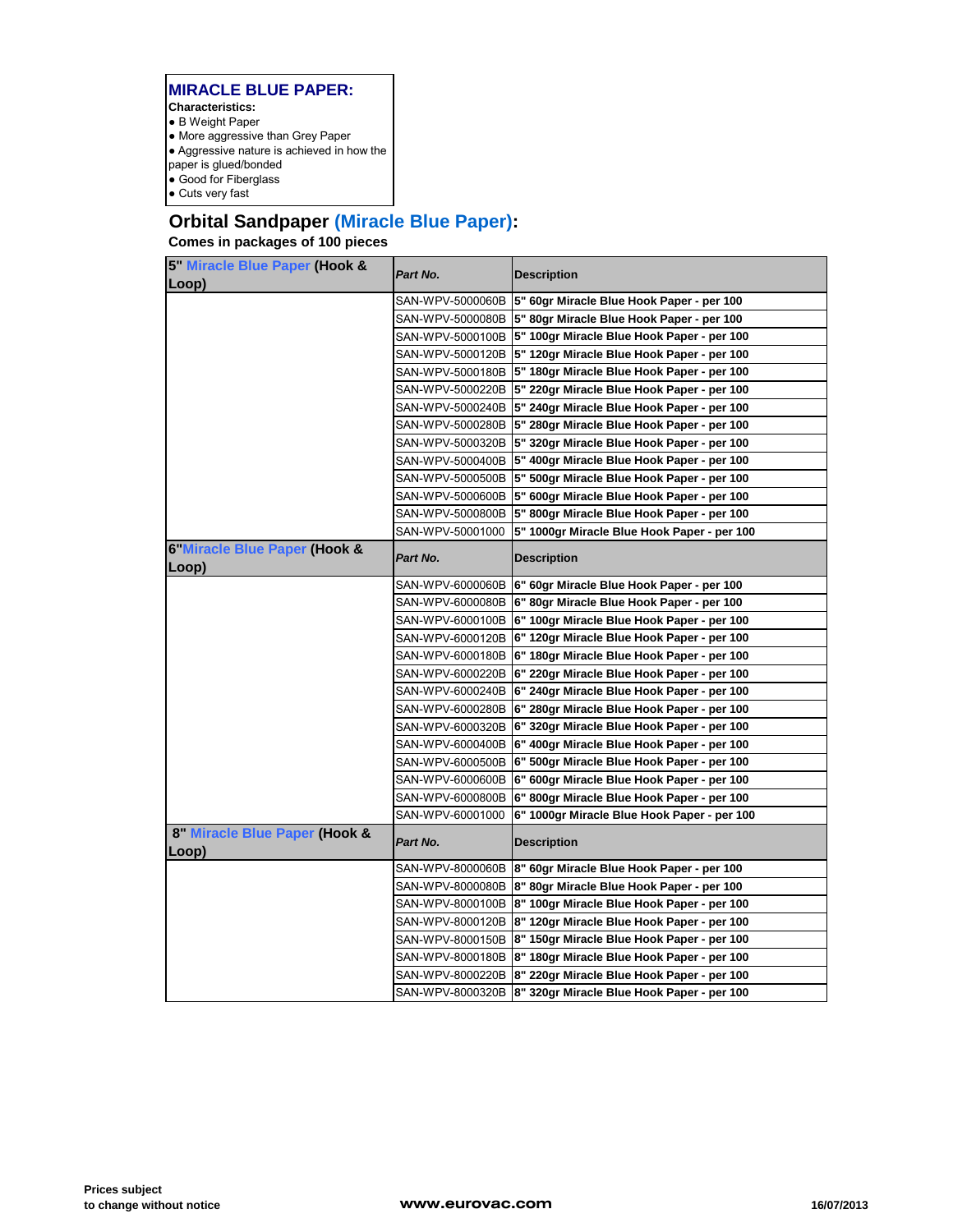## MIRACLE BLUE PAPER:

**Characteristics:**

- B Weight Paper
- More aggressive than Grey Paper
- Aggressive nature is achieved in how the paper is glued/bonded
- Good for Fiberglass
- Cuts very fast

## Orbital Sandpaper (Miracle Blue Paper):

**Comes in packages of 100 pieces**

| **5" Miracle Blue Paper (Hook & Loop)** | ***Part No.*** | **Description** |
|---|---|---|
| | SAN-WPV-5000060B | **5" 60gr Miracle Blue Hook Paper - per 100** |
| | SAN-WPV-5000080B | **5" 80gr Miracle Blue Hook Paper - per 100** |
| | SAN-WPV-5000100B | **5" 100gr Miracle Blue Hook Paper - per 100** |
| | SAN-WPV-5000120B | **5" 120gr Miracle Blue Hook Paper - per 100** |
| | SAN-WPV-5000180B | **5" 180gr Miracle Blue Hook Paper - per 100** |
| | SAN-WPV-5000220B | **5" 220gr Miracle Blue Hook Paper - per 100** |
| | SAN-WPV-5000240B | **5" 240gr Miracle Blue Hook Paper - per 100** |
| | SAN-WPV-5000280B | **5" 280gr Miracle Blue Hook Paper - per 100** |
| | SAN-WPV-5000320B | **5" 320gr Miracle Blue Hook Paper - per 100** |
| | SAN-WPV-5000400B | **5" 400gr Miracle Blue Hook Paper - per 100** |
| | SAN-WPV-5000500B | **5" 500gr Miracle Blue Hook Paper - per 100** |
| | SAN-WPV-5000600B | **5" 600gr Miracle Blue Hook Paper - per 100** |
| | SAN-WPV-5000800B | **5" 800gr Miracle Blue Hook Paper - per 100** |
| | SAN-WPV-50001000 | **5" 1000gr Miracle Blue Hook Paper - per 100** |
| **6"Miracle Blue Paper (Hook & Loop)** | ***Part No.*** | **Description** |
| | SAN-WPV-6000060B | **6" 60gr Miracle Blue Hook Paper - per 100** |
| | SAN-WPV-6000080B | **6" 80gr Miracle Blue Hook Paper - per 100** |
| | SAN-WPV-6000100B | **6" 100gr Miracle Blue Hook Paper - per 100** |
| | SAN-WPV-6000120B | **6" 120gr Miracle Blue Hook Paper - per 100** |
| | SAN-WPV-6000180B | **6" 180gr Miracle Blue Hook Paper - per 100** |
| | SAN-WPV-6000220B | **6" 220gr Miracle Blue Hook Paper - per 100** |
| | SAN-WPV-6000240B | **6" 240gr Miracle Blue Hook Paper - per 100** |
| | SAN-WPV-6000280B | **6" 280gr Miracle Blue Hook Paper - per 100** |
| | SAN-WPV-6000320B | **6" 320gr Miracle Blue Hook Paper - per 100** |
| | SAN-WPV-6000400B | **6" 400gr Miracle Blue Hook Paper - per 100** |
| | SAN-WPV-6000500B | **6" 500gr Miracle Blue Hook Paper - per 100** |
| | SAN-WPV-6000600B | **6" 600gr Miracle Blue Hook Paper - per 100** |
| | SAN-WPV-6000800B | **6" 800gr Miracle Blue Hook Paper - per 100** |
| | SAN-WPV-60001000 | **6" 1000gr Miracle Blue Hook Paper - per 100** |
| **8" Miracle Blue Paper (Hook & Loop)** | ***Part No.*** | **Description** |
| | SAN-WPV-8000060B | **8" 60gr Miracle Blue Hook Paper - per 100** |
| | SAN-WPV-8000080B | **8" 80gr Miracle Blue Hook Paper - per 100** |
| | SAN-WPV-8000100B | **8" 100gr Miracle Blue Hook Paper - per 100** |
| | SAN-WPV-8000120B | **8" 120gr Miracle Blue Hook Paper - per 100** |
| | SAN-WPV-8000150B | **8" 150gr Miracle Blue Hook Paper - per 100** |
| | SAN-WPV-8000180B | **8" 180gr Miracle Blue Hook Paper - per 100** |
| | SAN-WPV-8000220B | **8" 220gr Miracle Blue Hook Paper - per 100** |
| | SAN-WPV-8000320B | **8" 320gr Miracle Blue Hook Paper - per 100** |

**Prices subject to change without notice**

**www.eurovac.com**

**16/07/2013**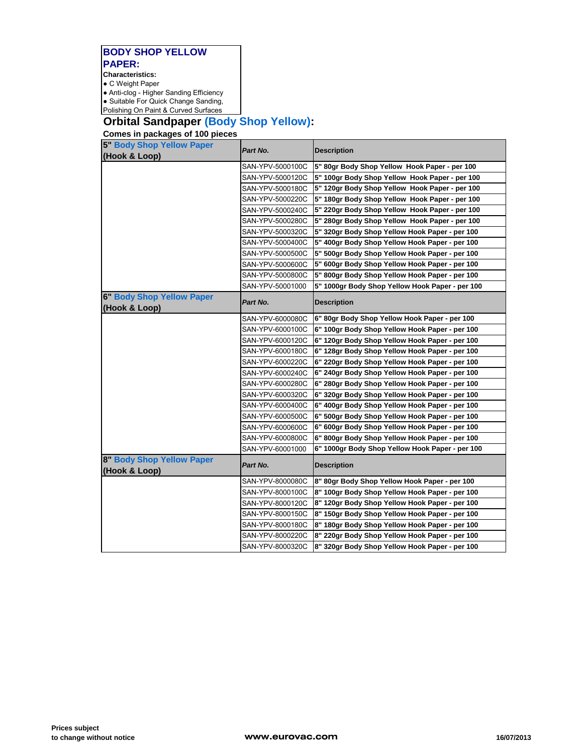## BODY SHOP YELLOW PAPER:

**Characteristics:**
- C Weight Paper
- Anti-clog - Higher Sanding Efficiency
- Suitable For Quick Change Sanding, Polishing On Paint & Curved Surfaces

## Orbital Sandpaper (Body Shop Yellow):

**Comes in packages of 100 pieces**

| 5" Body Shop Yellow Paper (Hook & Loop) | *Part No.* | Description |
|---|---|---|
| | SAN-YPV-5000100C | **5" 80gr Body Shop Yellow Hook Paper - per 100** |
| | SAN-YPV-5000120C | **5" 100gr Body Shop Yellow Hook Paper - per 100** |
| | SAN-YPV-5000180C | **5" 120gr Body Shop Yellow Hook Paper - per 100** |
| | SAN-YPV-5000220C | **5" 180gr Body Shop Yellow Hook Paper - per 100** |
| | SAN-YPV-5000240C | **5" 220gr Body Shop Yellow Hook Paper - per 100** |
| | SAN-YPV-5000280C | **5" 280gr Body Shop Yellow Hook Paper - per 100** |
| | SAN-YPV-5000320C | **5" 320gr Body Shop Yellow Hook Paper - per 100** |
| | SAN-YPV-5000400C | **5" 400gr Body Shop Yellow Hook Paper - per 100** |
| | SAN-YPV-5000500C | **5" 500gr Body Shop Yellow Hook Paper - per 100** |
| | SAN-YPV-5000600C | **5" 600gr Body Shop Yellow Hook Paper - per 100** |
| | SAN-YPV-5000800C | **5" 800gr Body Shop Yellow Hook Paper - per 100** |
| | SAN-YPV-50001000 | **5" 1000gr Body Shop Yellow Hook Paper - per 100** |

| 6" Body Shop Yellow Paper (Hook & Loop) | *Part No.* | Description |
|---|---|---|
| | SAN-YPV-6000080C | **6" 80gr Body Shop Yellow Hook Paper - per 100** |
| | SAN-YPV-6000100C | **6" 100gr Body Shop Yellow Hook Paper - per 100** |
| | SAN-YPV-6000120C | **6" 120gr Body Shop Yellow Hook Paper - per 100** |
| | SAN-YPV-6000180C | **6" 128gr Body Shop Yellow Hook Paper - per 100** |
| | SAN-YPV-6000220C | **6" 220gr Body Shop Yellow Hook Paper - per 100** |
| | SAN-YPV-6000240C | **6" 240gr Body Shop Yellow Hook Paper - per 100** |
| | SAN-YPV-6000280C | **6" 280gr Body Shop Yellow Hook Paper - per 100** |
| | SAN-YPV-6000320C | **6" 320gr Body Shop Yellow Hook Paper - per 100** |
| | SAN-YPV-6000400C | **6" 400gr Body Shop Yellow Hook Paper - per 100** |
| | SAN-YPV-6000500C | **6" 500gr Body Shop Yellow Hook Paper - per 100** |
| | SAN-YPV-6000600C | **6" 600gr Body Shop Yellow Hook Paper - per 100** |
| | SAN-YPV-6000800C | **6" 800gr Body Shop Yellow Hook Paper - per 100** |
| | SAN-YPV-60001000 | **6" 1000gr Body Shop Yellow Hook Paper - per 100** |

| 8" Body Shop Yellow Paper (Hook & Loop) | *Part No.* | Description |
|---|---|---|
| | SAN-YPV-8000080C | **8" 80gr Body Shop Yellow Hook Paper - per 100** |
| | SAN-YPV-8000100C | **8" 100gr Body Shop Yellow Hook Paper - per 100** |
| | SAN-YPV-8000120C | **8" 120gr Body Shop Yellow Hook Paper - per 100** |
| | SAN-YPV-8000150C | **8" 150gr Body Shop Yellow Hook Paper - per 100** |
| | SAN-YPV-8000180C | **8" 180gr Body Shop Yellow Hook Paper - per 100** |
| | SAN-YPV-8000220C | **8" 220gr Body Shop Yellow Hook Paper - per 100** |
| | SAN-YPV-8000320C | **8" 320gr Body Shop Yellow Hook Paper - per 100** |

**Prices subject to change without notice**

**www.eurovac.com**

**16/07/2013**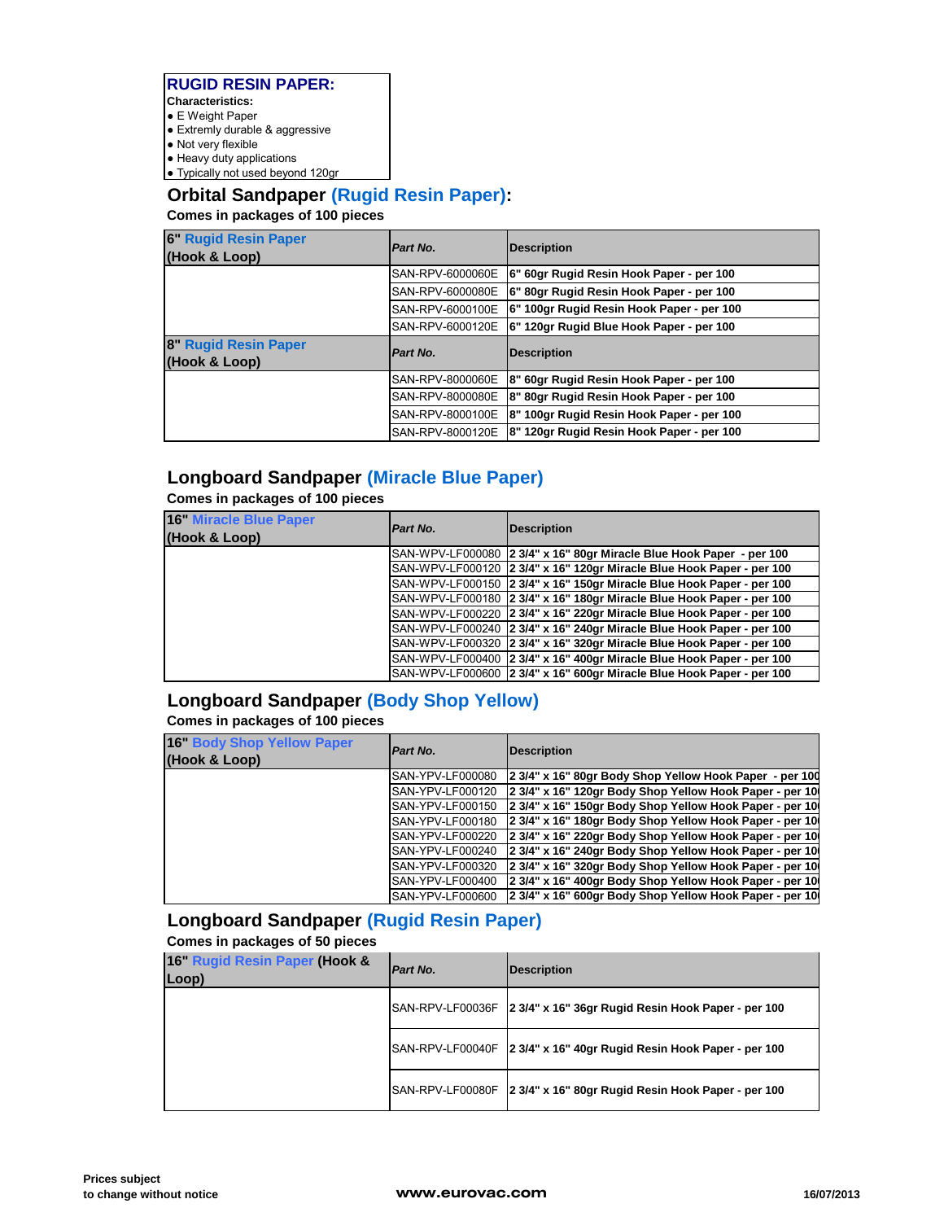## RUGID RESIN PAPER:

**Characteristics:**

- E Weight Paper
- Extremly durable & aggressive
- Not very flexible
- Heavy duty applications
- Typically not used beyond 120gr

## Orbital Sandpaper (Rugid Resin Paper):

**Comes in packages of 100 pieces**

| 6" Rugid Resin Paper (Hook & Loop) | *Part No.* | Description |
|---|---|---|
| | SAN-RPV-6000060E | 6" 60gr Rugid Resin Hook Paper - per 100 |
| | SAN-RPV-6000080E | 6" 80gr Rugid Resin Hook Paper - per 100 |
| | SAN-RPV-6000100E | 6" 100gr Rugid Resin Hook Paper - per 100 |
| | SAN-RPV-6000120E | 6" 120gr Rugid Blue Hook Paper - per 100 |
| **8" Rugid Resin Paper (Hook & Loop)** | ***Part No.*** | **Description** |
| | SAN-RPV-8000060E | 8" 60gr Rugid Resin Hook Paper - per 100 |
| | SAN-RPV-8000080E | 8" 80gr Rugid Resin Hook Paper - per 100 |
| | SAN-RPV-8000100E | 8" 100gr Rugid Resin Hook Paper - per 100 |
| | SAN-RPV-8000120E | 8" 120gr Rugid Resin Hook Paper - per 100 |

## Longboard Sandpaper (Miracle Blue Paper)

**Comes in packages of 100 pieces**

| 16" Miracle Blue Paper (Hook & Loop) | *Part No.* | Description |
|---|---|---|
| | SAN-WPV-LF000080 | 2 3/4" x 16" 80gr Miracle Blue Hook Paper - per 100 |
| | SAN-WPV-LF000120 | 2 3/4" x 16" 120gr Miracle Blue Hook Paper - per 100 |
| | SAN-WPV-LF000150 | 2 3/4" x 16" 150gr Miracle Blue Hook Paper - per 100 |
| | SAN-WPV-LF000180 | 2 3/4" x 16" 180gr Miracle Blue Hook Paper - per 100 |
| | SAN-WPV-LF000220 | 2 3/4" x 16" 220gr Miracle Blue Hook Paper - per 100 |
| | SAN-WPV-LF000240 | 2 3/4" x 16" 240gr Miracle Blue Hook Paper - per 100 |
| | SAN-WPV-LF000320 | 2 3/4" x 16" 320gr Miracle Blue Hook Paper - per 100 |
| | SAN-WPV-LF000400 | 2 3/4" x 16" 400gr Miracle Blue Hook Paper - per 100 |
| | SAN-WPV-LF000600 | 2 3/4" x 16" 600gr Miracle Blue Hook Paper - per 100 |

## Longboard Sandpaper (Body Shop Yellow)

**Comes in packages of 100 pieces**

| 16" Body Shop Yellow Paper (Hook & Loop) | *Part No.* | Description |
|---|---|---|
| | SAN-YPV-LF000080 | 2 3/4" x 16" 80gr Body Shop Yellow Hook Paper - per 100 |
| | SAN-YPV-LF000120 | 2 3/4" x 16" 120gr Body Shop Yellow Hook Paper - per 10 |
| | SAN-YPV-LF000150 | 2 3/4" x 16" 150gr Body Shop Yellow Hook Paper - per 10 |
| | SAN-YPV-LF000180 | 2 3/4" x 16" 180gr Body Shop Yellow Hook Paper - per 10 |
| | SAN-YPV-LF000220 | 2 3/4" x 16" 220gr Body Shop Yellow Hook Paper - per 10 |
| | SAN-YPV-LF000240 | 2 3/4" x 16" 240gr Body Shop Yellow Hook Paper - per 10 |
| | SAN-YPV-LF000320 | 2 3/4" x 16" 320gr Body Shop Yellow Hook Paper - per 10 |
| | SAN-YPV-LF000400 | 2 3/4" x 16" 400gr Body Shop Yellow Hook Paper - per 10 |
| | SAN-YPV-LF000600 | 2 3/4" x 16" 600gr Body Shop Yellow Hook Paper - per 10 |

## Longboard Sandpaper (Rugid Resin Paper)

**Comes in packages of 50 pieces**

| 16" Rugid Resin Paper (Hook & Loop) | *Part No.* | Description |
|---|---|---|
| | SAN-RPV-LF00036F | 2 3/4" x 16" 36gr Rugid Resin Hook Paper - per 100 |
| | SAN-RPV-LF00040F | 2 3/4" x 16" 40gr Rugid Resin Hook Paper - per 100 |
| | SAN-RPV-LF00080F | 2 3/4" x 16" 80gr Rugid Resin Hook Paper - per 100 |

**Prices subject to change without notice**

**www.eurovac.com**

**16/07/2013**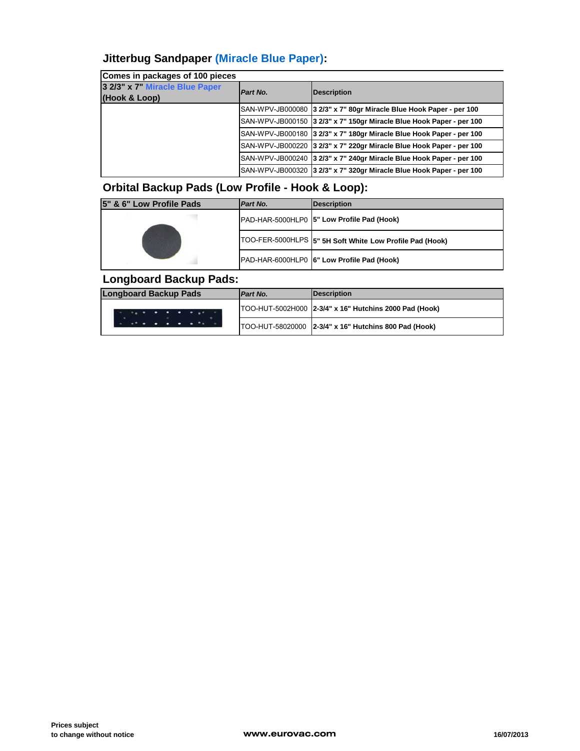## Jitterbug Sandpaper (Miracle Blue Paper):

| Comes in packages of 100 pieces | | |
|---|---|---|
| 3 2/3" x 7" Miracle Blue Paper (Hook & Loop) | *Part No.* | Description |
| | SAN-WPV-JB000080 | **3 2/3" x 7" 80gr Miracle Blue Hook Paper - per 100** |
| | SAN-WPV-JB000150 | **3 2/3" x 7" 150gr Miracle Blue Hook Paper - per 100** |
| | SAN-WPV-JB000180 | **3 2/3" x 7" 180gr Miracle Blue Hook Paper - per 100** |
| | SAN-WPV-JB000220 | **3 2/3" x 7" 220gr Miracle Blue Hook Paper - per 100** |
| | SAN-WPV-JB000240 | **3 2/3" x 7" 240gr Miracle Blue Hook Paper - per 100** |
| | SAN-WPV-JB000320 | **3 2/3" x 7" 320gr Miracle Blue Hook Paper - per 100** |

## Orbital Backup Pads (Low Profile - Hook & Loop):

| 5" & 6" Low Profile Pads | *Part No.* | Description |
|---|---|---|
| | PAD-HAR-5000HLP0 | **5" Low Profile Pad (Hook)** |
| | TOO-FER-5000HLPS | **5" 5H Soft White Low Profile Pad (Hook)** |
| | PAD-HAR-6000HLP0 | **6" Low Profile Pad (Hook)** |

## Longboard Backup Pads:

| Longboard Backup Pads | *Part No.* | Description |
|---|---|---|
| | TOO-HUT-5002H000 | **2-3/4" x 16" Hutchins 2000 Pad (Hook)** |
| | TOO-HUT-58020000 | **2-3/4" x 16" Hutchins 800 Pad (Hook)** |

**Prices subject to change without notice**

**www.eurovac.com**

**16/07/2013**